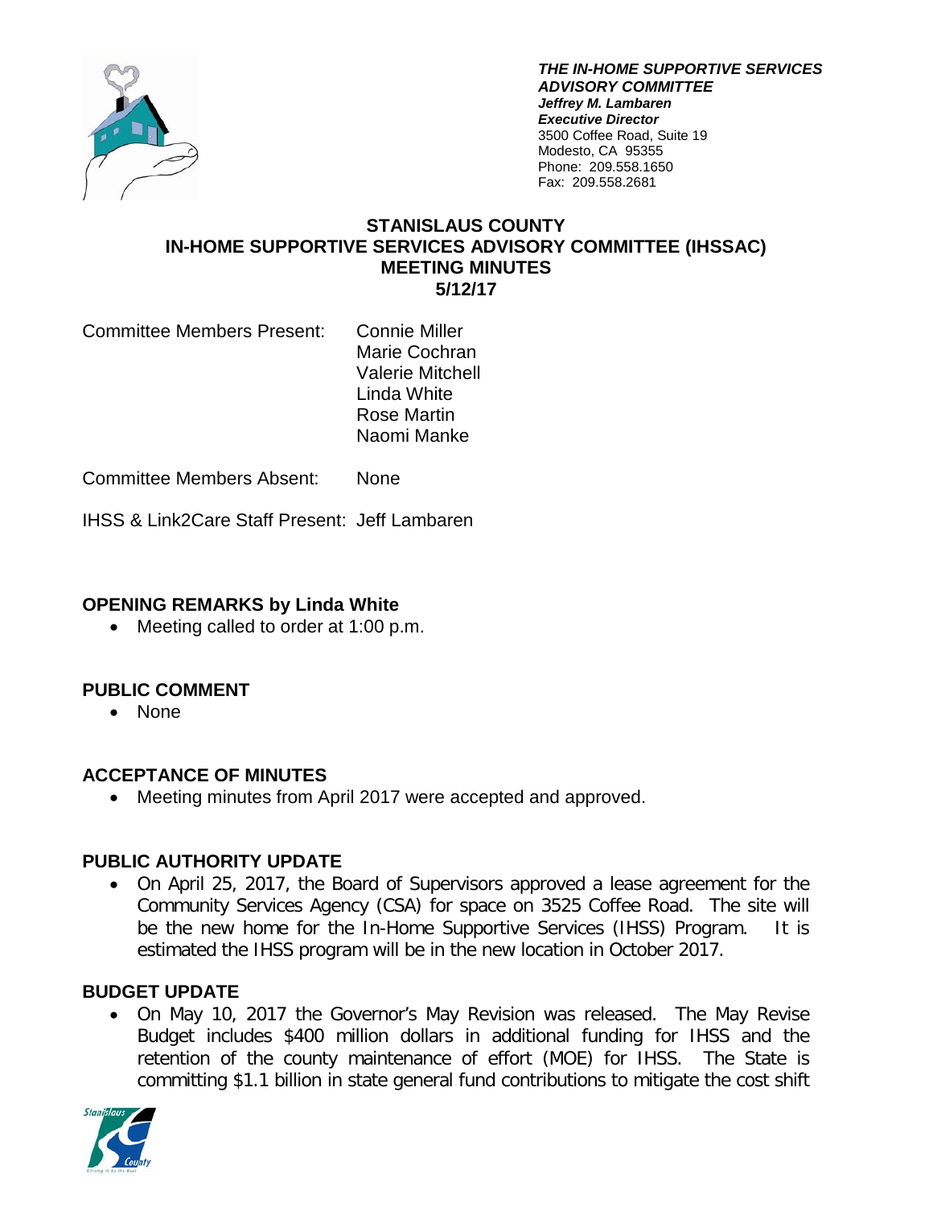***THE IN-HOME SUPPORTIVE SERVICES ADVISORY COMMITTEE***
***Jeffrey M. Lambaren***
***Executive Director***
3500 Coffee Road, Suite 19
Modesto, CA 95355
Phone: 209.558.1650
Fax: 209.558.2681

# STANISLAUS COUNTY
# IN-HOME SUPPORTIVE SERVICES ADVISORY COMMITTEE (IHSSAC)
# MEETING MINUTES
# 5/12/17

Committee Members Present: Connie Miller
Marie Cochran
Valerie Mitchell
Linda White
Rose Martin
Naomi Manke

Committee Members Absent: None

IHSS & Link2Care Staff Present: Jeff Lambaren

## OPENING REMARKS by Linda White

- Meeting called to order at 1:00 p.m.

## PUBLIC COMMENT

- None

## ACCEPTANCE OF MINUTES

- Meeting minutes from April 2017 were accepted and approved.

## PUBLIC AUTHORITY UPDATE

- On April 25, 2017, the Board of Supervisors approved a lease agreement for the Community Services Agency (CSA) for space on 3525 Coffee Road. The site will be the new home for the In-Home Supportive Services (IHSS) Program. It is estimated the IHSS program will be in the new location in October 2017.

## BUDGET UPDATE

- On May 10, 2017 the Governor's May Revision was released. The May Revise Budget includes $400 million dollars in additional funding for IHSS and the retention of the county maintenance of effort (MOE) for IHSS. The State is committing $1.1 billion in state general fund contributions to mitigate the cost shift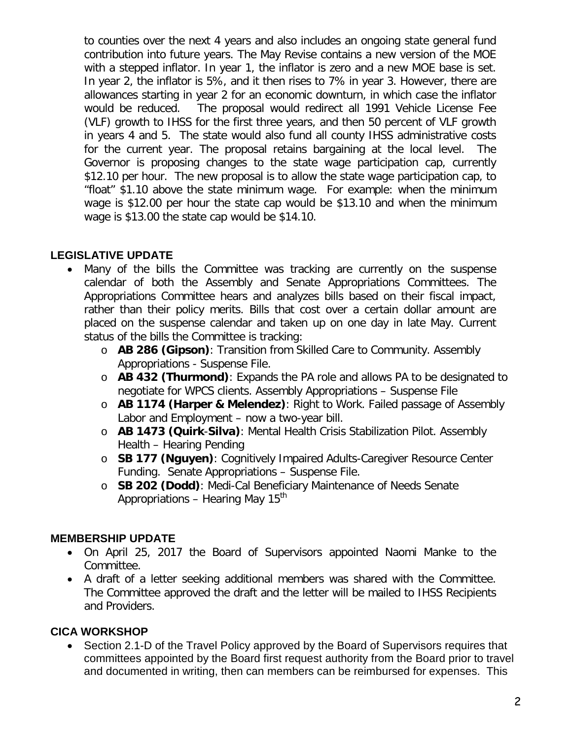to counties over the next 4 years and also includes an ongoing state general fund contribution into future years. The May Revise contains a new version of the MOE with a stepped inflator. In year 1, the inflator is zero and a new MOE base is set. In year 2, the inflator is 5%, and it then rises to 7% in year 3. However, there are allowances starting in year 2 for an economic downturn, in which case the inflator would be reduced. The proposal would redirect all 1991 Vehicle License Fee (VLF) growth to IHSS for the first three years, and then 50 percent of VLF growth in years 4 and 5. The state would also fund all county IHSS administrative costs for the current year. The proposal retains bargaining at the local level. The Governor is proposing changes to the state wage participation cap, currently $12.10 per hour. The new proposal is to allow the state wage participation cap, to "float" $1.10 above the state minimum wage. For example: when the minimum wage is $12.00 per hour the state cap would be $13.10 and when the minimum wage is $13.00 the state cap would be $14.10.

## LEGISLATIVE UPDATE

- Many of the bills the Committee was tracking are currently on the suspense calendar of both the Assembly and Senate Appropriations Committees. The Appropriations Committee hears and analyzes bills based on their fiscal impact, rather than their policy merits. Bills that cost over a certain dollar amount are placed on the suspense calendar and taken up on one day in late May. Current status of the bills the Committee is tracking:
  - **AB 286 (Gipson)**: Transition from Skilled Care to Community. Assembly Appropriations - Suspense File.
  - **AB 432 (Thurmond)**: Expands the PA role and allows PA to be designated to negotiate for WPCS clients. Assembly Appropriations – Suspense File
  - **AB 1174 (Harper & Melendez)**: Right to Work. Failed passage of Assembly Labor and Employment – now a two-year bill.
  - **AB 1473 (Quirk-Silva)**: Mental Health Crisis Stabilization Pilot. Assembly Health – Hearing Pending
  - **SB 177 (Nguyen)**: Cognitively Impaired Adults-Caregiver Resource Center Funding. Senate Appropriations – Suspense File.
  - **SB 202 (Dodd)**: Medi-Cal Beneficiary Maintenance of Needs Senate Appropriations – Hearing May 15th

## MEMBERSHIP UPDATE

- On April 25, 2017 the Board of Supervisors appointed Naomi Manke to the Committee.
- A draft of a letter seeking additional members was shared with the Committee. The Committee approved the draft and the letter will be mailed to IHSS Recipients and Providers.

## CICA WORKSHOP

- Section 2.1-D of the Travel Policy approved by the Board of Supervisors requires that committees appointed by the Board first request authority from the Board prior to travel and documented in writing, then can members can be reimbursed for expenses. This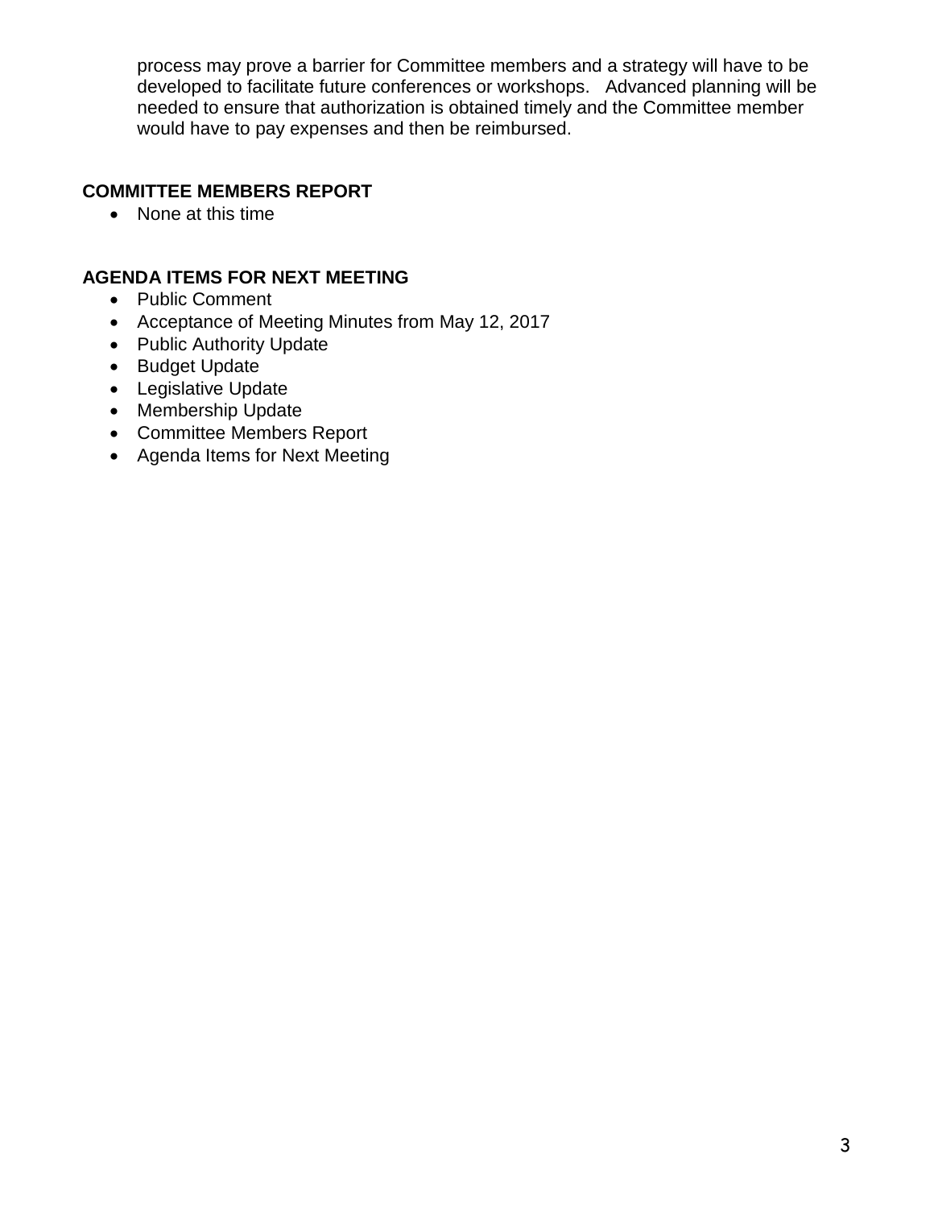process may prove a barrier for Committee members and a strategy will have to be developed to facilitate future conferences or workshops. Advanced planning will be needed to ensure that authorization is obtained timely and the Committee member would have to pay expenses and then be reimbursed.

**COMMITTEE MEMBERS REPORT**

- None at this time

**AGENDA ITEMS FOR NEXT MEETING**

- Public Comment
- Acceptance of Meeting Minutes from May 12, 2017
- Public Authority Update
- Budget Update
- Legislative Update
- Membership Update
- Committee Members Report
- Agenda Items for Next Meeting